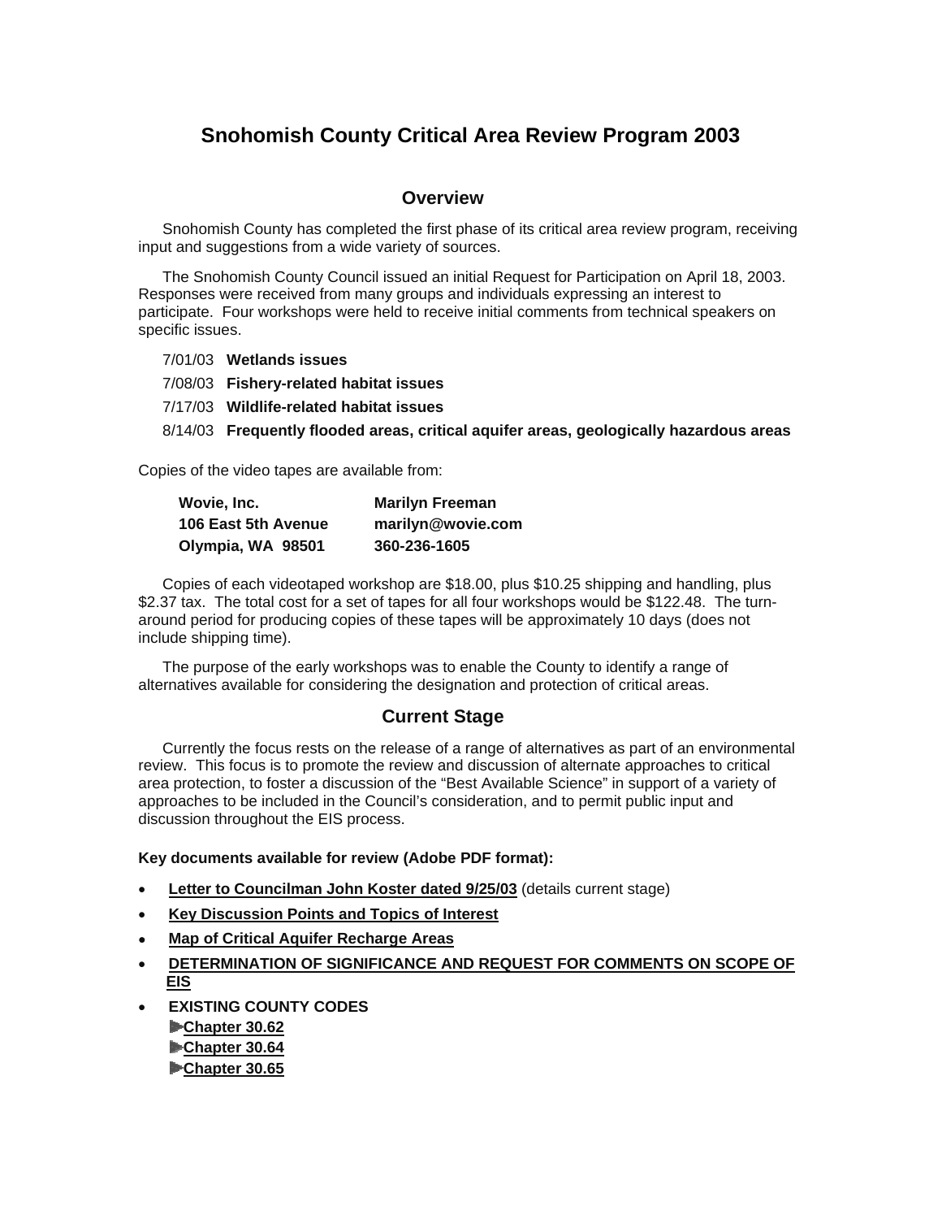# Snohomish County Critical Area Review Program 2003

## Overview

Snohomish County has completed the first phase of its critical area review program, receiving input and suggestions from a wide variety of sources.

The Snohomish County Council issued an initial Request for Participation on April 18, 2003. Responses were received from many groups and individuals expressing an interest to participate. Four workshops were held to receive initial comments from technical speakers on specific issues.

7/01/03 **Wetlands issues**

7/08/03 **Fishery-related habitat issues**

7/17/03 **Wildlife-related habitat issues**

8/14/03 **Frequently flooded areas, critical aquifer areas, geologically hazardous areas**

Copies of the video tapes are available from:

| | |
|---|---|
| **Wovie, Inc.** | **Marilyn Freeman** |
| **106 East 5th Avenue** | **marilyn@wovie.com** |
| **Olympia, WA 98501** | **360-236-1605** |

Copies of each videotaped workshop are $18.00, plus $10.25 shipping and handling, plus $2.37 tax. The total cost for a set of tapes for all four workshops would be $122.48. The turn-around period for producing copies of these tapes will be approximately 10 days (does not include shipping time).

The purpose of the early workshops was to enable the County to identify a range of alternatives available for considering the designation and protection of critical areas.

## Current Stage

Currently the focus rests on the release of a range of alternatives as part of an environmental review. This focus is to promote the review and discussion of alternate approaches to critical area protection, to foster a discussion of the "Best Available Science" in support of a variety of approaches to be included in the Council's consideration, and to permit public input and discussion throughout the EIS process.

**Key documents available for review (Adobe PDF format):**

- **Letter to Councilman John Koster dated 9/25/03** (details current stage)
- **Key Discussion Points and Topics of Interest**
- **Map of Critical Aquifer Recharge Areas**
- **DETERMINATION OF SIGNIFICANCE AND REQUEST FOR COMMENTS ON SCOPE OF EIS**
- **EXISTING COUNTY CODES**
  - **Chapter 30.62**
  - **Chapter 30.64**
  - **Chapter 30.65**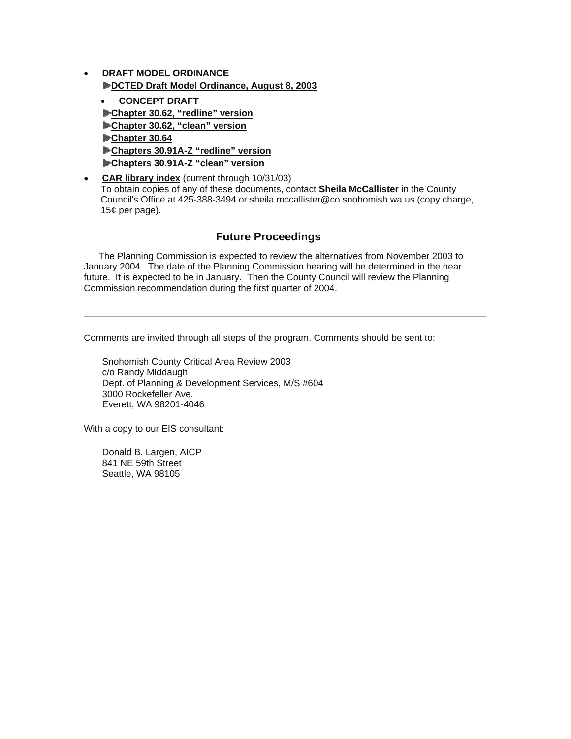- **DRAFT MODEL ORDINANCE**
  - **DCTED Draft Model Ordinance, August 8, 2003**
- **CONCEPT DRAFT**
  - **Chapter 30.62, "redline" version**
  - **Chapter 30.62, "clean" version**
  - **Chapter 30.64**
  - **Chapters 30.91A-Z "redline" version**
  - **Chapters 30.91A-Z "clean" version**
- **CAR library index** (current through 10/31/03)
  To obtain copies of any of these documents, contact **Sheila McCallister** in the County Council's Office at 425-388-3494 or sheila.mccallister@co.snohomish.wa.us (copy charge, 15¢ per page).

## Future Proceedings

The Planning Commission is expected to review the alternatives from November 2003 to January 2004. The date of the Planning Commission hearing will be determined in the near future. It is expected to be in January. Then the County Council will review the Planning Commission recommendation during the first quarter of 2004.

---

Comments are invited through all steps of the program. Comments should be sent to:

Snohomish County Critical Area Review 2003
c/o Randy Middaugh
Dept. of Planning & Development Services, M/S #604
3000 Rockefeller Ave.
Everett, WA 98201-4046

With a copy to our EIS consultant:

Donald B. Largen, AICP
841 NE 59th Street
Seattle, WA 98105